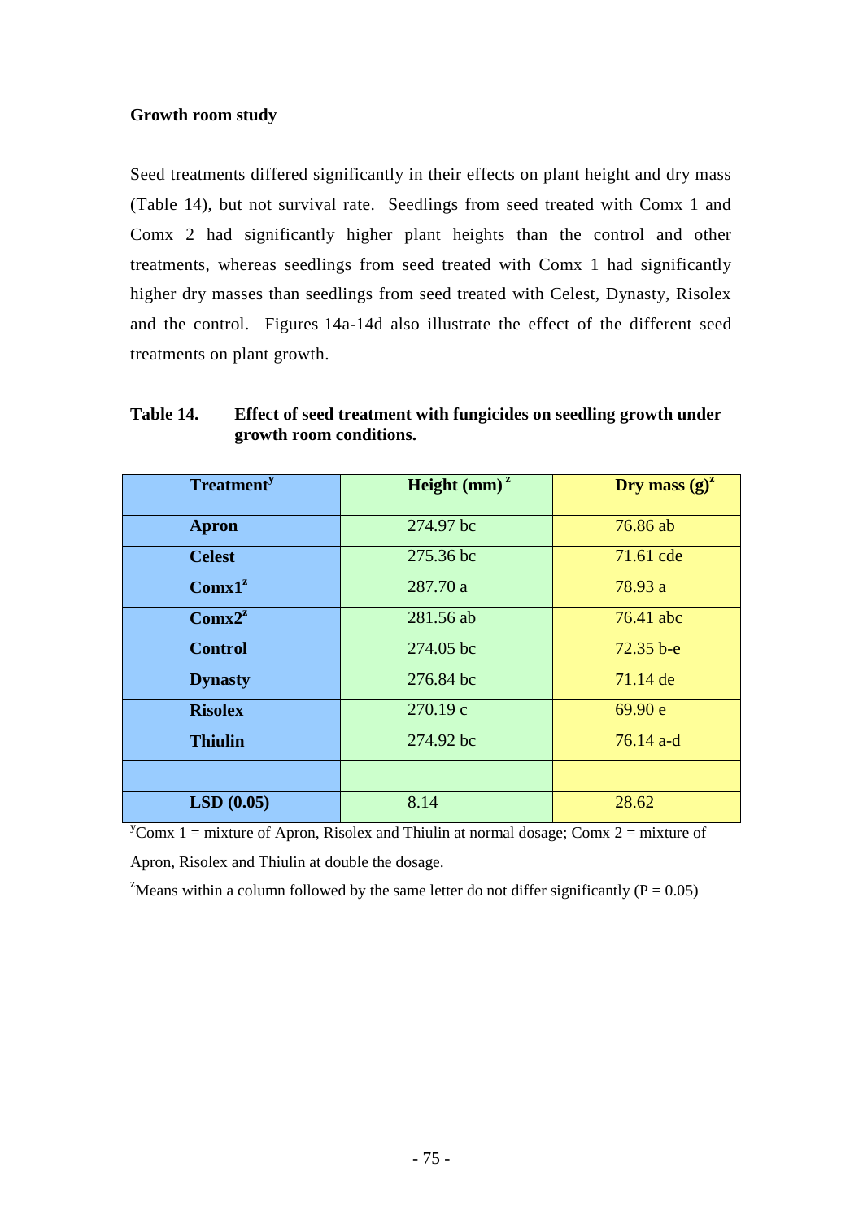**Growth room study**

Seed treatments differed significantly in their effects on plant height and dry mass (Table 14), but not survival rate. Seedlings from seed treated with Comx 1 and Comx 2 had significantly higher plant heights than the control and other treatments, whereas seedlings from seed treated with Comx 1 had significantly higher dry masses than seedlings from seed treated with Celest, Dynasty, Risolex and the control. Figures 14a-14d also illustrate the effect of the different seed treatments on plant growth.

**Table 14. Effect of seed treatment with fungicides on seedling growth under growth room conditions.**

| Treatment[y] | Height (mm)[z] | Dry mass (g)[z] |
|---|---|---|
| **Apron** | 274.97 bc | 76.86 ab |
| **Celest** | 275.36 bc | 71.61 cde |
| **Comx1[z]** | 287.70 a | 78.93 a |
| **Comx2[z]** | 281.56 ab | 76.41 abc |
| **Control** | 274.05 bc | 72.35 b-e |
| **Dynasty** | 276.84 bc | 71.14 de |
| **Risolex** | 270.19 c | 69.90 e |
| **Thiulin** | 274.92 bc | 76.14 a-d |
| | | |
| **LSD (0.05)** | 8.14 | 28.62 |

[y]Comx 1 = mixture of Apron, Risolex and Thiulin at normal dosage; Comx 2 = mixture of Apron, Risolex and Thiulin at double the dosage.

[z]Means within a column followed by the same letter do not differ significantly (P = 0.05)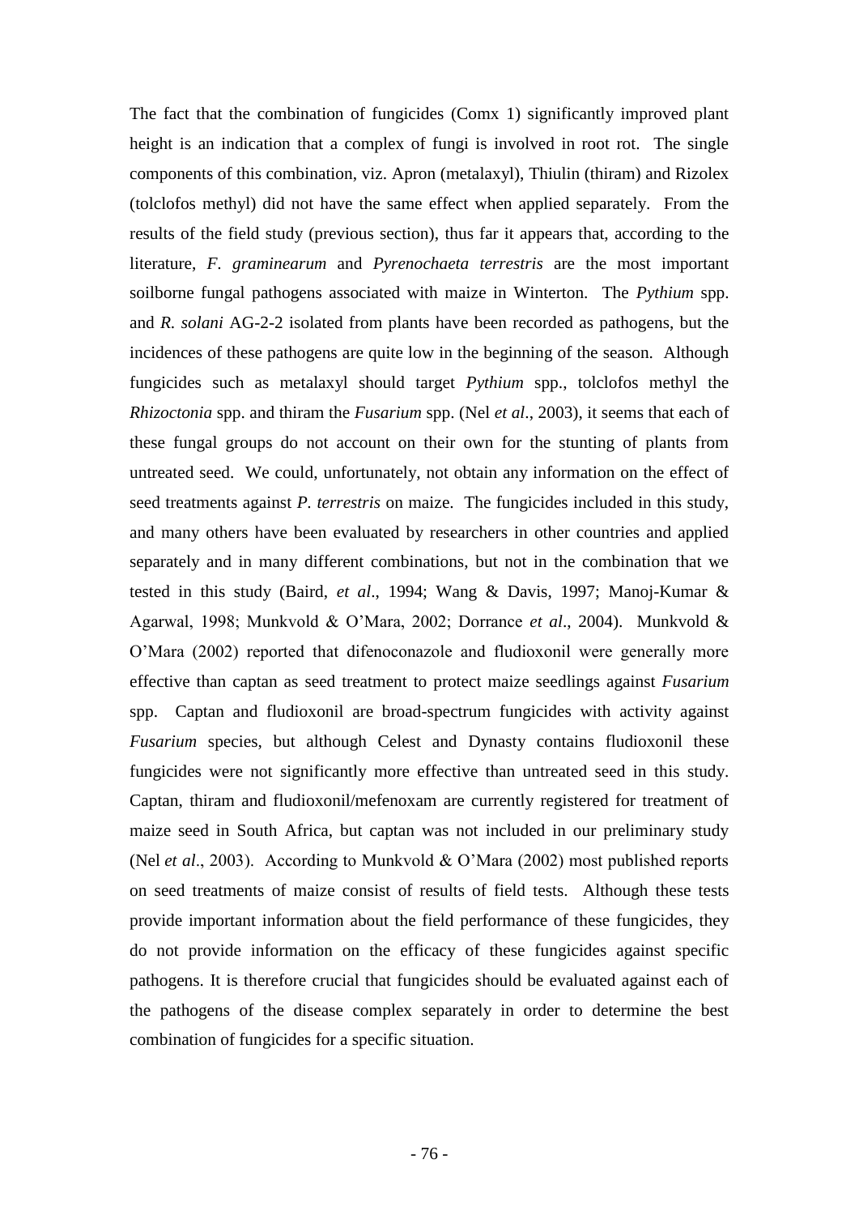The fact that the combination of fungicides (Comx 1) significantly improved plant height is an indication that a complex of fungi is involved in root rot. The single components of this combination, viz. Apron (metalaxyl), Thiulin (thiram) and Rizolex (tolclofos methyl) did not have the same effect when applied separately. From the results of the field study (previous section), thus far it appears that, according to the literature, *F. graminearum* and *Pyrenochaeta terrestris* are the most important soilborne fungal pathogens associated with maize in Winterton. The *Pythium* spp. and *R. solani* AG-2-2 isolated from plants have been recorded as pathogens, but the incidences of these pathogens are quite low in the beginning of the season. Although fungicides such as metalaxyl should target *Pythium* spp., tolclofos methyl the *Rhizoctonia* spp. and thiram the *Fusarium* spp. (Nel *et al*., 2003), it seems that each of these fungal groups do not account on their own for the stunting of plants from untreated seed. We could, unfortunately, not obtain any information on the effect of seed treatments against *P. terrestris* on maize. The fungicides included in this study, and many others have been evaluated by researchers in other countries and applied separately and in many different combinations, but not in the combination that we tested in this study (Baird, *et al*., 1994; Wang & Davis, 1997; Manoj-Kumar & Agarwal, 1998; Munkvold & O'Mara, 2002; Dorrance *et al*., 2004). Munkvold & O'Mara (2002) reported that difenoconazole and fludioxonil were generally more effective than captan as seed treatment to protect maize seedlings against *Fusarium* spp. Captan and fludioxonil are broad-spectrum fungicides with activity against *Fusarium* species, but although Celest and Dynasty contains fludioxonil these fungicides were not significantly more effective than untreated seed in this study. Captan, thiram and fludioxonil/mefenoxam are currently registered for treatment of maize seed in South Africa, but captan was not included in our preliminary study (Nel *et al*., 2003). According to Munkvold & O'Mara (2002) most published reports on seed treatments of maize consist of results of field tests. Although these tests provide important information about the field performance of these fungicides, they do not provide information on the efficacy of these fungicides against specific pathogens. It is therefore crucial that fungicides should be evaluated against each of the pathogens of the disease complex separately in order to determine the best combination of fungicides for a specific situation.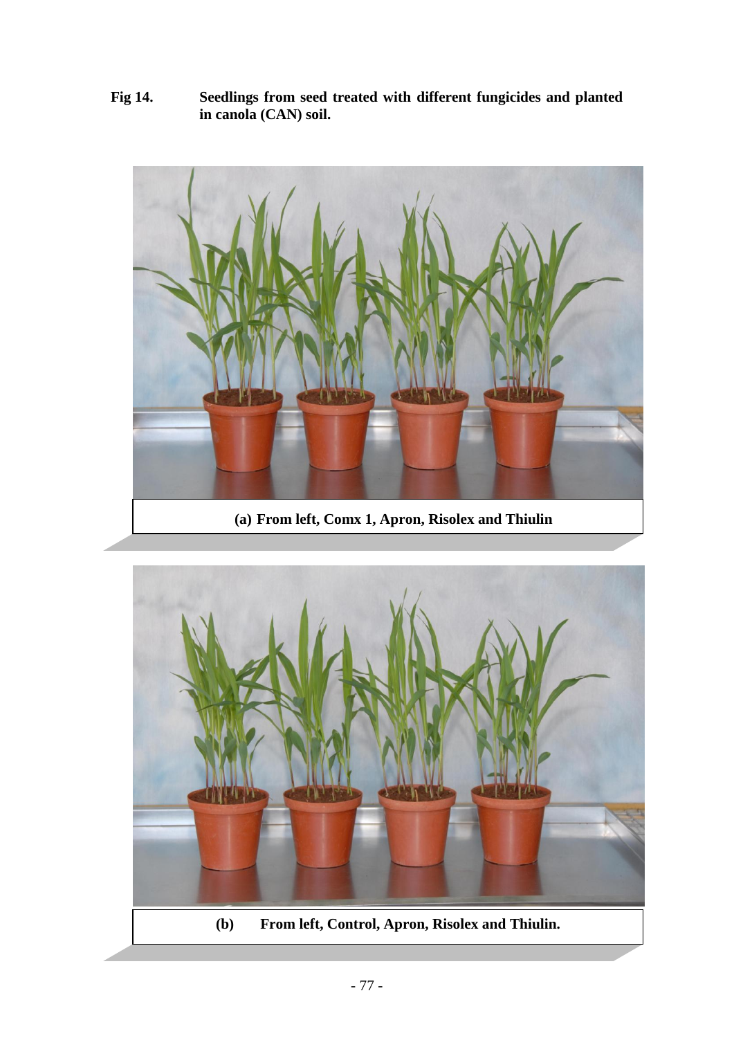**Fig 14. Seedlings from seed treated with different fungicides and planted in canola (CAN) soil.**

**(a) From left, Comx 1, Apron, Risolex and Thiulin**

**(b) From left, Control, Apron, Risolex and Thiulin.**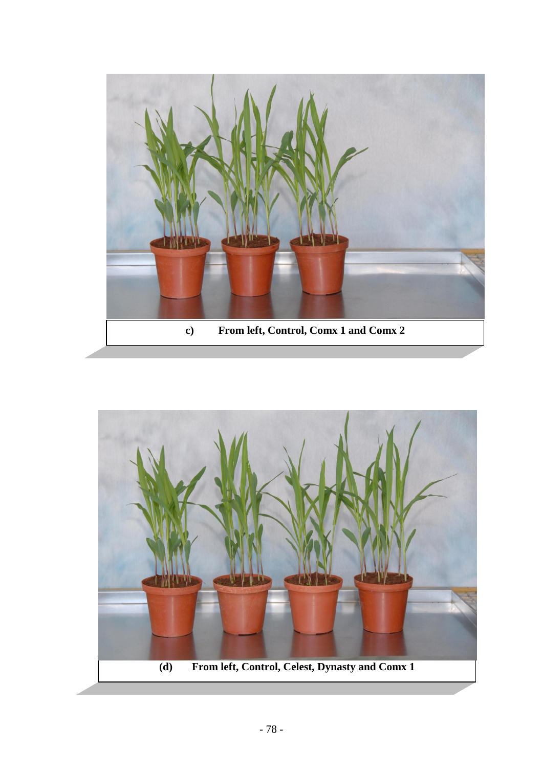c) From left, Control, Comx 1 and Comx 2

(d) From left, Control, Celest, Dynasty and Comx 1